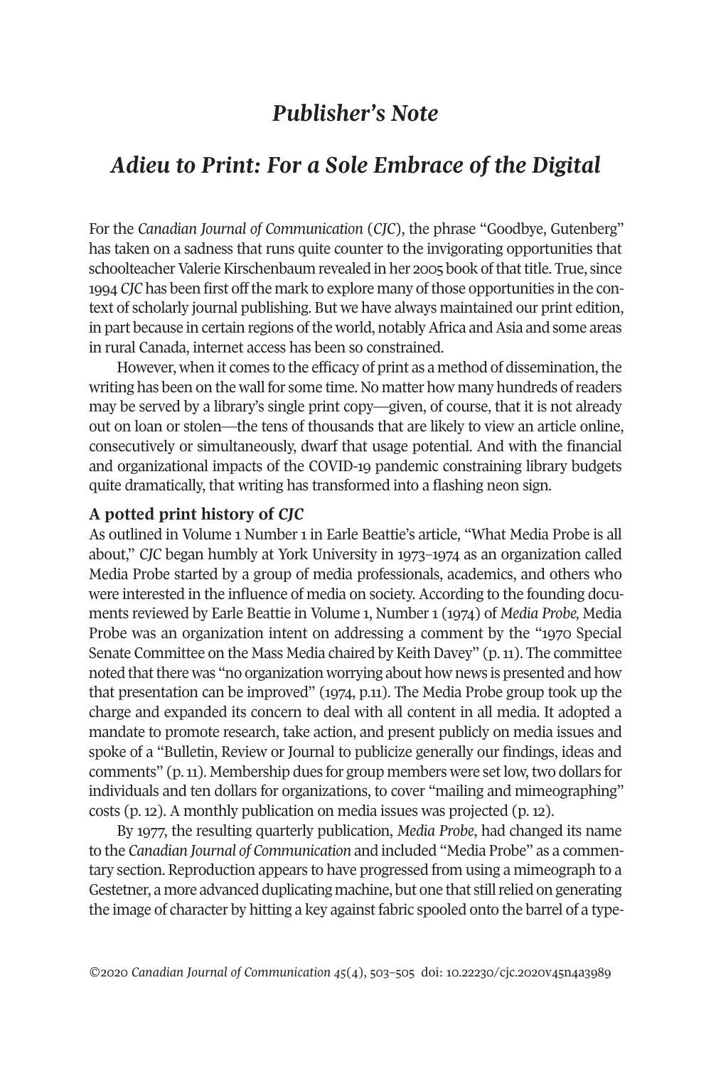# *Publisher's Note*

## *Adieu to Print: For a Sole Embrace of the Digital*

For the *Canadian Journal of Communication* (*CJC*), the phrase "Goodbye, Gutenberg" has taken on a sadness that runs quite counter to the invigorating opportunities that schoolteacher Valerie Kirschenbaum revealed in her 2005 book of that title. True, since 1994 *CJC* has been first off the mark to explore many of those opportunities in the context of scholarly journal publishing. But we have always maintained our print edition, in part because in certain regions of the world, notably Africa and Asia and some areas in rural Canada, internet access has been so constrained.

However, when it comes to the efficacy of print as a method of dissemination, the writing has been on the wall for some time. No matter how many hundreds of readers may be served by a library's single print copy—given, of course, that it is not already out on loan or stolen—the tens of thousands that are likely to view an article online, consecutively or simultaneously, dwarf that usage potential. And with the financial and organizational impacts of the COVID-19 pandemic constraining library budgets quite dramatically, that writing has transformed into a flashing neon sign.

**A potted print history of *CJC***

As outlined in Volume 1 Number 1 in Earle Beattie's article, "What Media Probe is all about," *CJC* began humbly at York University in 1973–1974 as an organization called Media Probe started by a group of media professionals, academics, and others who were interested in the influence of media on society. According to the founding documents reviewed by Earle Beattie in Volume 1, Number 1 (1974) of *Media Probe,* Media Probe was an organization intent on addressing a comment by the "1970 Special Senate Committee on the Mass Media chaired by Keith Davey" (p. 11). The committee noted that there was "no organization worrying about how news is presented and how that presentation can be improved" (1974, p.11). The Media Probe group took up the charge and expanded its concern to deal with all content in all media. It adopted a mandate to promote research, take action, and present publicly on media issues and spoke of a "Bulletin, Review or Journal to publicize generally our findings, ideas and comments" (p. 11). Membership dues for group members were set low, two dollars for individuals and ten dollars for organizations, to cover "mailing and mimeographing" costs (p. 12). A monthly publication on media issues was projected (p. 12).

By 1977, the resulting quarterly publication, *Media Probe*, had changed its name to the *Canadian Journal of Communication* and included "Media Probe" as a commentary section. Reproduction appears to have progressed from using a mimeograph to a Gestetner, a more advanced duplicating machine, but one that still relied on generating the image of character by hitting a key against fabric spooled onto the barrel of a type-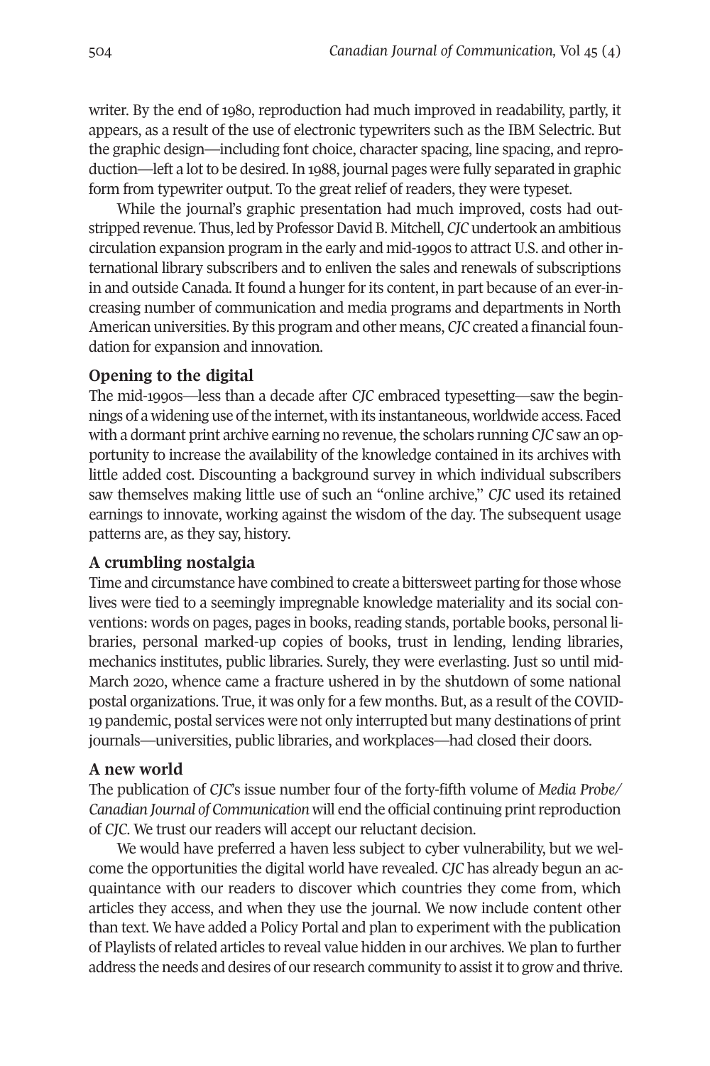writer. By the end of 1980, reproduction had much improved in readability, partly, it appears, as a result of the use of electronic typewriters such as the IBM Selectric. But the graphic design—including font choice, character spacing, line spacing, and reproduction—left a lot to be desired. In 1988, journal pages were fully separated in graphic form from typewriter output. To the great relief of readers, they were typeset.

While the journal's graphic presentation had much improved, costs had outstripped revenue. Thus, led by Professor David B. Mitchell, *CJC* undertook an ambitious circulation expansion program in the early and mid-1990s to attract U.S. and other international library subscribers and to enliven the sales and renewals of subscriptions in and outside Canada. It found a hunger for its content, in part because of an ever-increasing number of communication and media programs and departments in North American universities. By this program and other means, *CJC* created a financial foundation for expansion and innovation.

## Opening to the digital

The mid-1990s—less than a decade after *CJC* embraced typesetting—saw the beginnings of a widening use of the internet, with its instantaneous, worldwide access. Faced with a dormant print archive earning no revenue, the scholars running *CJC* saw an opportunity to increase the availability of the knowledge contained in its archives with little added cost. Discounting a background survey in which individual subscribers saw themselves making little use of such an "online archive," *CJC* used its retained earnings to innovate, working against the wisdom of the day. The subsequent usage patterns are, as they say, history.

## A crumbling nostalgia

Time and circumstance have combined to create a bittersweet parting for those whose lives were tied to a seemingly impregnable knowledge materiality and its social conventions: words on pages, pages in books, reading stands, portable books, personal libraries, personal marked-up copies of books, trust in lending, lending libraries, mechanics institutes, public libraries. Surely, they were everlasting. Just so until mid-March 2020, whence came a fracture ushered in by the shutdown of some national postal organizations. True, it was only for a few months. But, as a result of the COVID-19 pandemic, postal services were not only interrupted but many destinations of print journals—universities, public libraries, and workplaces—had closed their doors.

## A new world

The publication of *CJC*'s issue number four of the forty-fifth volume of *Media Probe/Canadian Journal of Communication* will end the official continuing print reproduction of *CJC*. We trust our readers will accept our reluctant decision.

We would have preferred a haven less subject to cyber vulnerability, but we welcome the opportunities the digital world have revealed. *CJC* has already begun an acquaintance with our readers to discover which countries they come from, which articles they access, and when they use the journal. We now include content other than text. We have added a Policy Portal and plan to experiment with the publication of Playlists of related articles to reveal value hidden in our archives. We plan to further address the needs and desires of our research community to assist it to grow and thrive.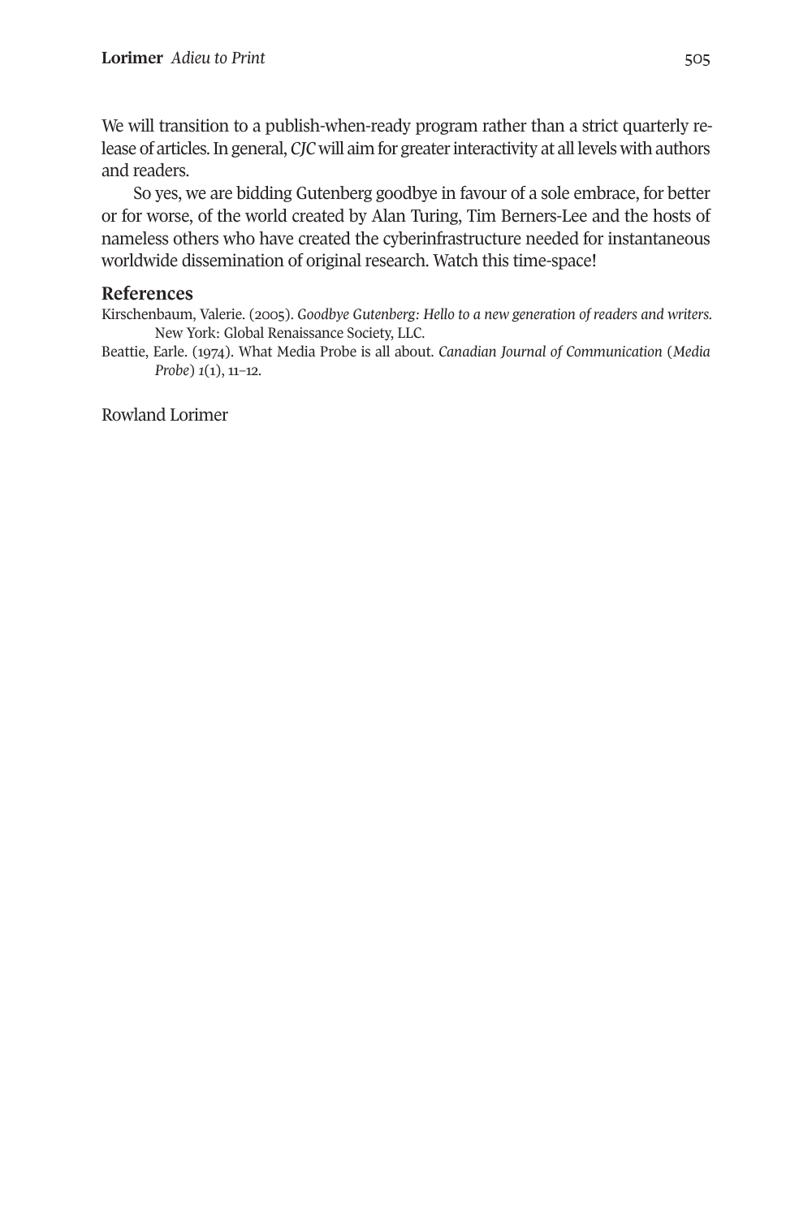We will transition to a publish-when-ready program rather than a strict quarterly release of articles. In general, *CJC* will aim for greater interactivity at all levels with authors and readers.

So yes, we are bidding Gutenberg goodbye in favour of a sole embrace, for better or for worse, of the world created by Alan Turing, Tim Berners-Lee and the hosts of nameless others who have created the cyberinfrastructure needed for instantaneous worldwide dissemination of original research. Watch this time-space!

## References

Kirschenbaum, Valerie. (2005). *Goodbye Gutenberg: Hello to a new generation of readers and writers.* New York: Global Renaissance Society, LLC.

Beattie, Earle. (1974). What Media Probe is all about. *Canadian Journal of Communication* (*Media Probe*) *1*(1), 11–12.

Rowland Lorimer